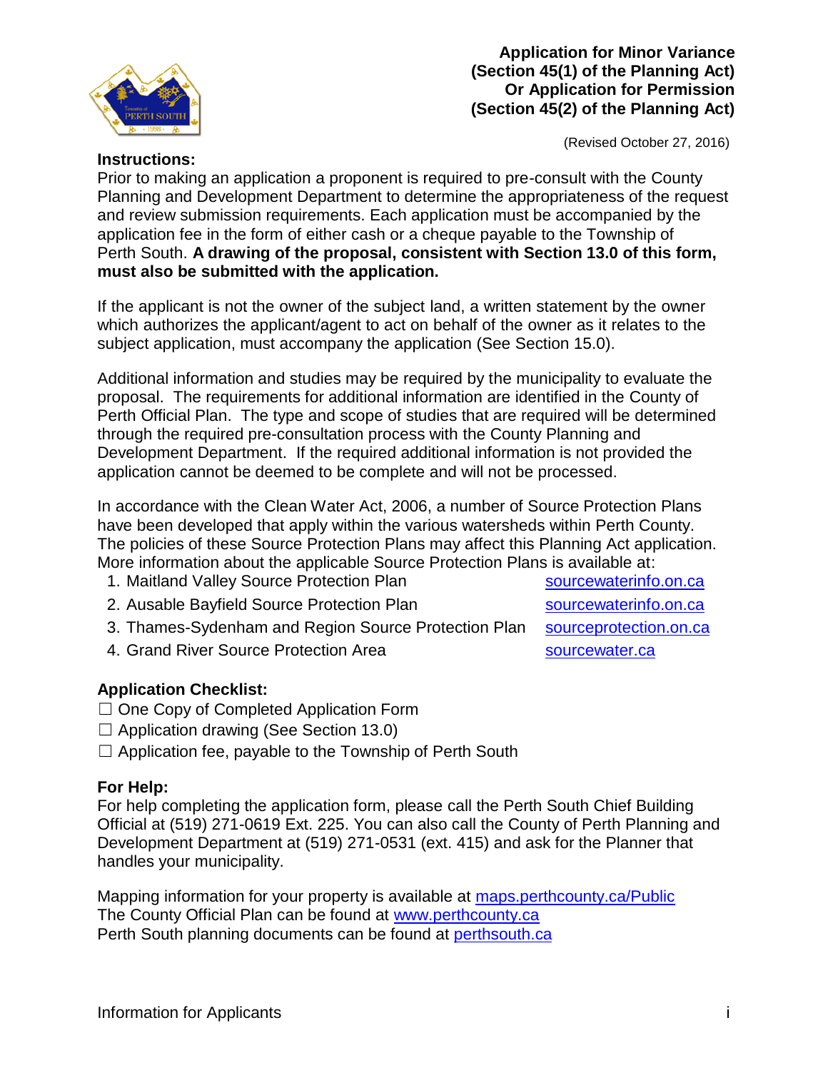# Application for Minor Variance (Section 45(1) of the Planning Act) Or Application for Permission (Section 45(2) of the Planning Act)

(Revised October 27, 2016)

**Instructions:**

Prior to making an application a proponent is required to pre-consult with the County Planning and Development Department to determine the appropriateness of the request and review submission requirements. Each application must be accompanied by the application fee in the form of either cash or a cheque payable to the Township of Perth South. **A drawing of the proposal, consistent with Section 13.0 of this form, must also be submitted with the application.**

If the applicant is not the owner of the subject land, a written statement by the owner which authorizes the applicant/agent to act on behalf of the owner as it relates to the subject application, must accompany the application (See Section 15.0).

Additional information and studies may be required by the municipality to evaluate the proposal. The requirements for additional information are identified in the County of Perth Official Plan. The type and scope of studies that are required will be determined through the required pre-consultation process with the County Planning and Development Department. If the required additional information is not provided the application cannot be deemed to be complete and will not be processed.

In accordance with the Clean Water Act, 2006, a number of Source Protection Plans have been developed that apply within the various watersheds within Perth County. The policies of these Source Protection Plans may affect this Planning Act application. More information about the applicable Source Protection Plans is available at:

1. Maitland Valley Source Protection Plan — sourcewaterinfo.on.ca
2. Ausable Bayfield Source Protection Plan — sourcewaterinfo.on.ca
3. Thames-Sydenham and Region Source Protection Plan — sourceprotection.on.ca
4. Grand River Source Protection Area — sourcewater.ca

**Application Checklist:**

☐ One Copy of Completed Application Form
☐ Application drawing (See Section 13.0)
☐ Application fee, payable to the Township of Perth South

**For Help:**

For help completing the application form, please call the Perth South Chief Building Official at (519) 271-0619 Ext. 225. You can also call the County of Perth Planning and Development Department at (519) 271-0531 (ext. 415) and ask for the Planner that handles your municipality.

Mapping information for your property is available at maps.perthcounty.ca/Public
The County Official Plan can be found at www.perthcounty.ca
Perth South planning documents can be found at perthsouth.ca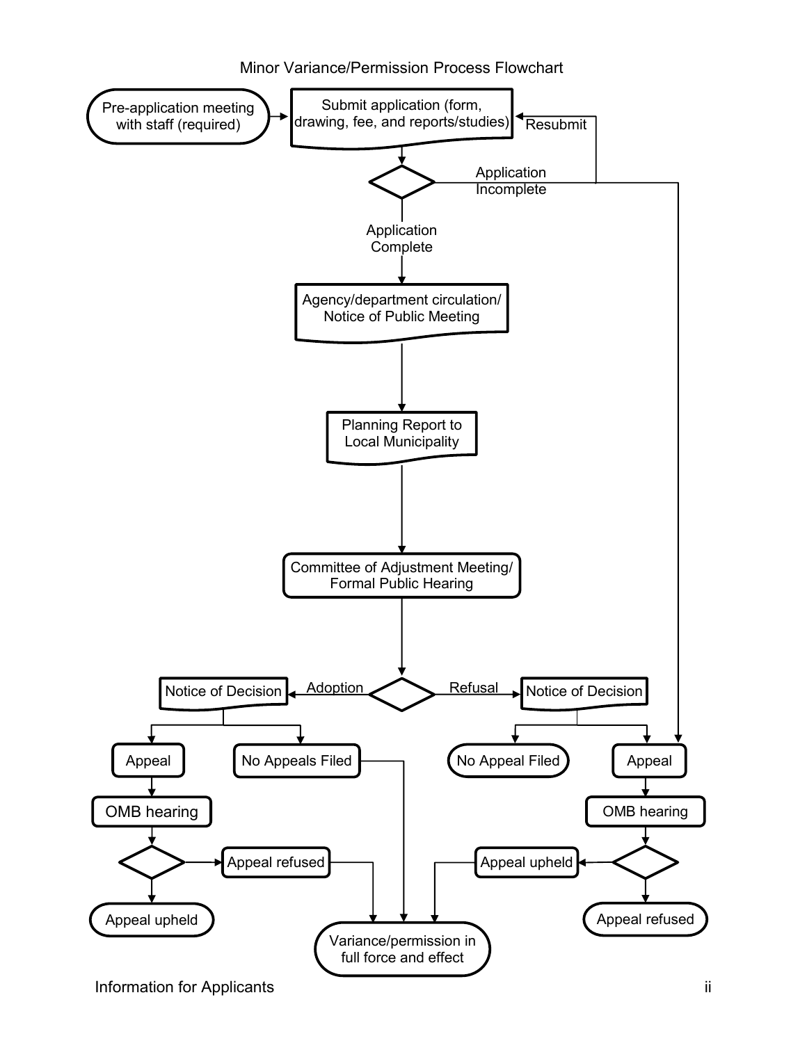# Minor Variance/Permission Process Flowchart

- Pre-application meeting with staff (required)
- Submit application (form, drawing, fee, and reports/studies)
  - Application Incomplete → Resubmit
  - Application Complete
- Agency/department circulation/ Notice of Public Meeting
- Planning Report to Local Municipality
- Committee of Adjustment Meeting/ Formal Public Hearing
  - Adoption → Notice of Decision
    - Appeal → OMB hearing
      - Appeal refused → Variance/permission in full force and effect
      - Appeal upheld
    - No Appeals Filed → Variance/permission in full force and effect
  - Refusal → Notice of Decision
    - No Appeal Filed
    - Appeal → OMB hearing
      - Appeal upheld → Variance/permission in full force and effect
      - Appeal refused

Information for Applicants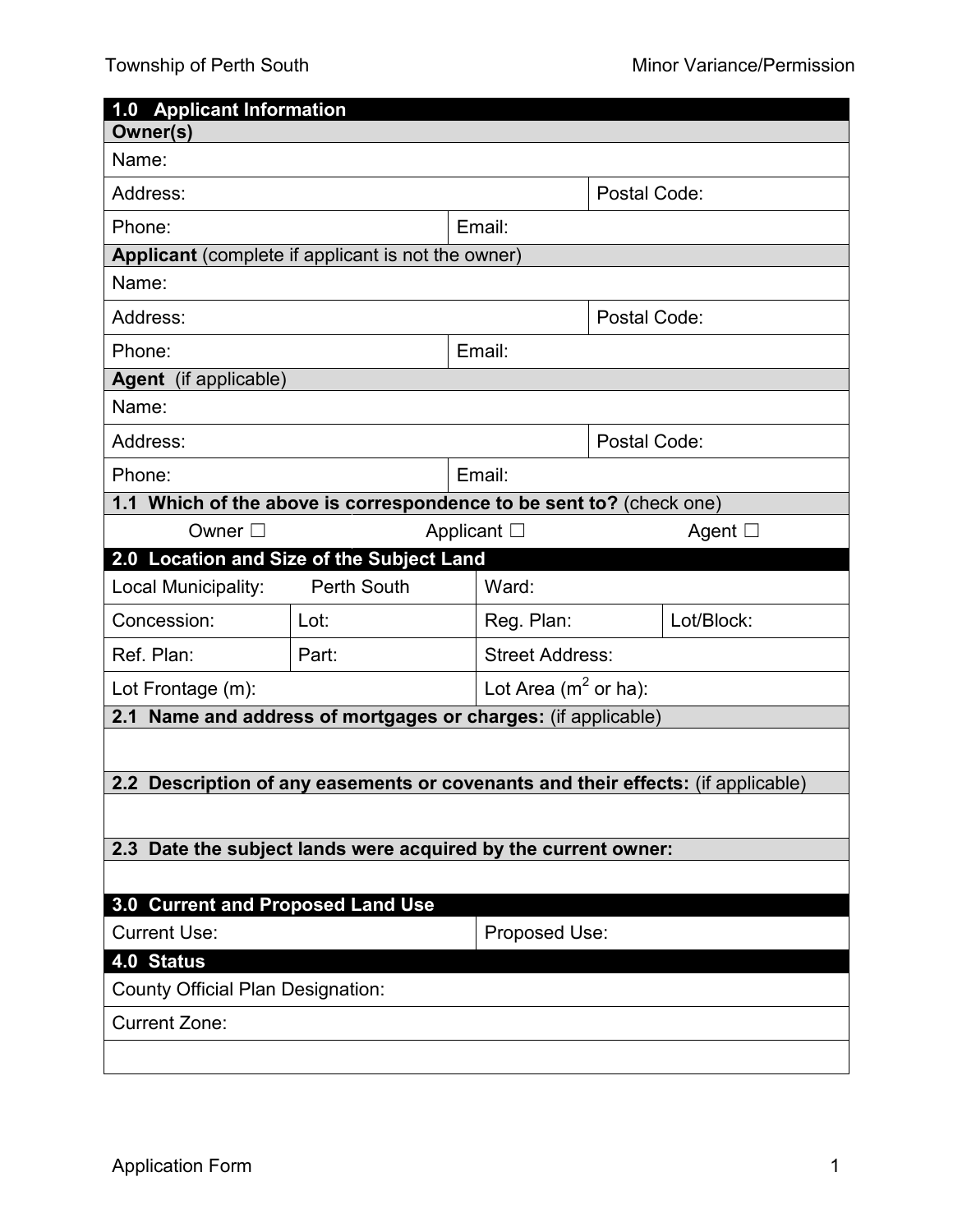## 1.0 Applicant Information

**Owner(s)**

| Name: | |
|---|---|
| Address: | Postal Code: |
| Phone: | Email: |

**Applicant** (complete if applicant is not the owner)

| Name: | |
|---|---|
| Address: | Postal Code: |
| Phone: | Email: |

**Agent** (if applicable)

| Name: | |
|---|---|
| Address: | Postal Code: |
| Phone: | Email: |

**1.1 Which of the above is correspondence to be sent to?** (check one)

Owner ☐ Applicant ☐ Agent ☐

## 2.0 Location and Size of the Subject Land

| Local Municipality: Perth South | | Ward: | |
|---|---|---|---|
| Concession: | Lot: | Reg. Plan: | Lot/Block: |
| Ref. Plan: | Part: | Street Address: | |
| Lot Frontage (m): | | Lot Area ($m^2$ or ha): | |

**2.1 Name and address of mortgages or charges:** (if applicable)

**2.2 Description of any easements or covenants and their effects:** (if applicable)

**2.3 Date the subject lands were acquired by the current owner:**

## 3.0 Current and Proposed Land Use

| Current Use: | Proposed Use: |
|---|---|

## 4.0 Status

County Official Plan Designation:

Current Zone: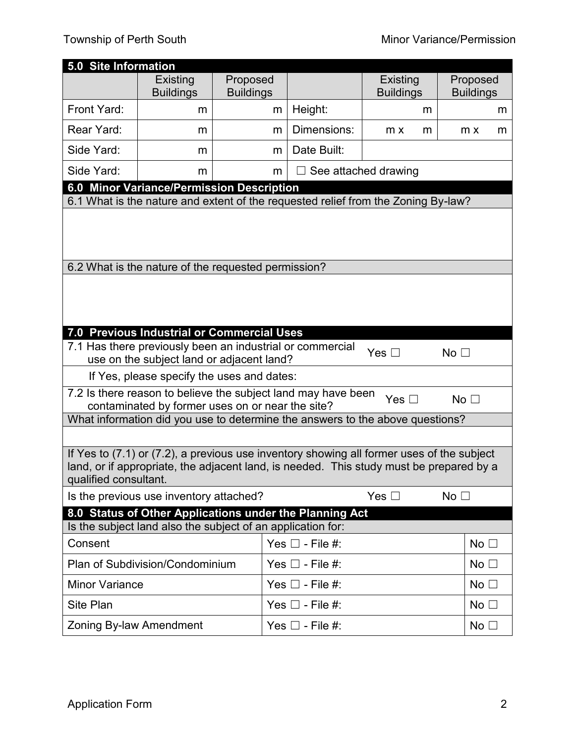## 5.0 Site Information

| | Existing Buildings | Proposed Buildings | | Existing Buildings | Proposed Buildings |
|---|---|---|---|---|---|
| Front Yard: | m | m | Height: | m | m |
| Rear Yard: | m | m | Dimensions: | m x m | m x m |
| Side Yard: | m | m | Date Built: | | |
| Side Yard: | m | m | ☐ See attached drawing | | |

## 6.0 Minor Variance/Permission Description

6.1 What is the nature and extent of the requested relief from the Zoning By-law?

6.2 What is the nature of the requested permission?

## 7.0 Previous Industrial or Commercial Uses

| | | |
|---|---|---|
| 7.1 Has there previously been an industrial or commercial use on the subject land or adjacent land? | Yes ☐ | No ☐ |
| If Yes, please specify the uses and dates: | | |
| 7.2 Is there reason to believe the subject land may have been contaminated by former uses on or near the site? | Yes ☐ | No ☐ |

What information did you use to determine the answers to the above questions?

If Yes to (7.1) or (7.2), a previous use inventory showing all former uses of the subject land, or if appropriate, the adjacent land, is needed. This study must be prepared by a qualified consultant.

| | | |
|---|---|---|
| Is the previous use inventory attached? | Yes ☐ | No ☐ |

## 8.0 Status of Other Applications under the Planning Act

Is the subject land also the subject of an application for:

| | | |
|---|---|---|
| Consent | Yes ☐ - File #: | No ☐ |
| Plan of Subdivision/Condominium | Yes ☐ - File #: | No ☐ |
| Minor Variance | Yes ☐ - File #: | No ☐ |
| Site Plan | Yes ☐ - File #: | No ☐ |
| Zoning By-law Amendment | Yes ☐ - File #: | No ☐ |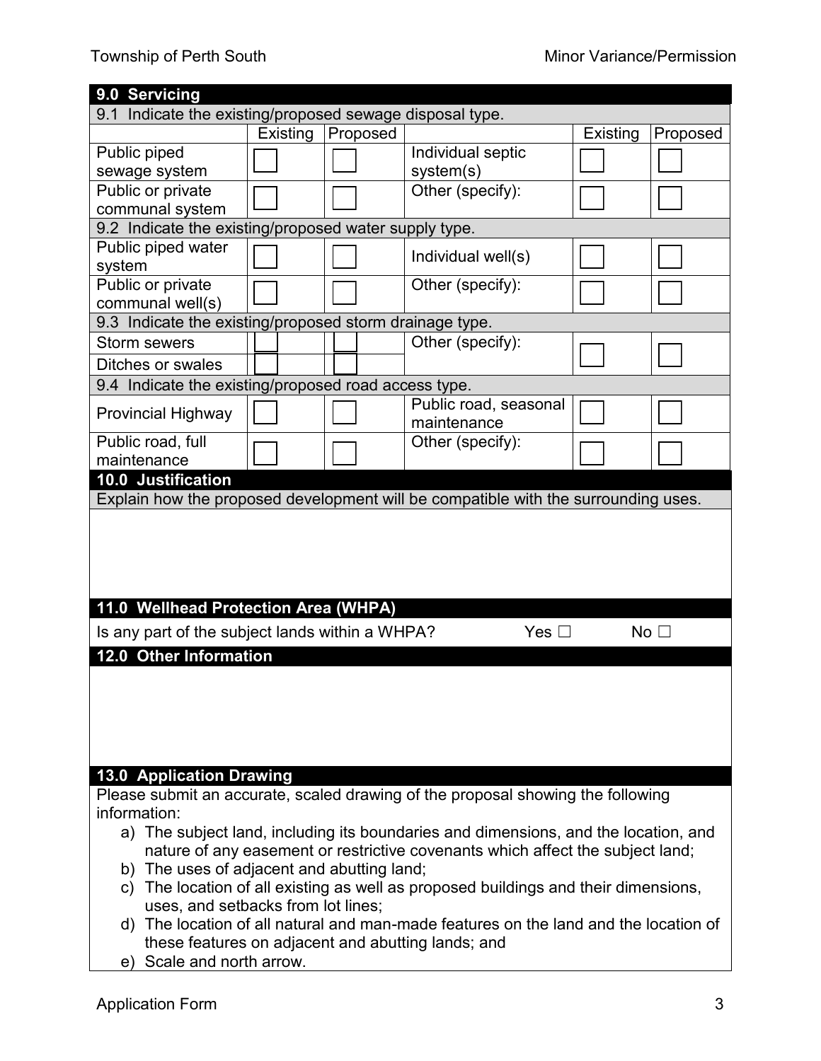## 9.0 Servicing

9.1 Indicate the existing/proposed sewage disposal type.

| | Existing | Proposed | | Existing | Proposed |
|---|---|---|---|---|---|
| Public piped sewage system | ☐ | ☐ | Individual septic system(s) | ☐ | ☐ |
| Public or private communal system | ☐ | ☐ | Other (specify): | ☐ | ☐ |

9.2 Indicate the existing/proposed water supply type.

| | Existing | Proposed | | Existing | Proposed |
|---|---|---|---|---|---|
| Public piped water system | ☐ | ☐ | Individual well(s) | ☐ | ☐ |
| Public or private communal well(s) | ☐ | ☐ | Other (specify): | ☐ | ☐ |

9.3 Indicate the existing/proposed storm drainage type.

| | Existing | Proposed | | Existing | Proposed |
|---|---|---|---|---|---|
| Storm sewers | ☐ | ☐ | Other (specify): | ☐ | ☐ |
| Ditches or swales | ☐ | ☐ | | | |

9.4 Indicate the existing/proposed road access type.

| | Existing | Proposed | | Existing | Proposed |
|---|---|---|---|---|---|
| Provincial Highway | ☐ | ☐ | Public road, seasonal maintenance | ☐ | ☐ |
| Public road, full maintenance | ☐ | ☐ | Other (specify): | ☐ | ☐ |

## 10.0 Justification

Explain how the proposed development will be compatible with the surrounding uses.

## 11.0 Wellhead Protection Area (WHPA)

Is any part of the subject lands within a WHPA? Yes ☐ No ☐

## 12.0 Other Information

## 13.0 Application Drawing

Please submit an accurate, scaled drawing of the proposal showing the following information:

a) The subject land, including its boundaries and dimensions, and the location, and nature of any easement or restrictive covenants which affect the subject land;
b) The uses of adjacent and abutting land;
c) The location of all existing as well as proposed buildings and their dimensions, uses, and setbacks from lot lines;
d) The location of all natural and man-made features on the land and the location of these features on adjacent and abutting lands; and
e) Scale and north arrow.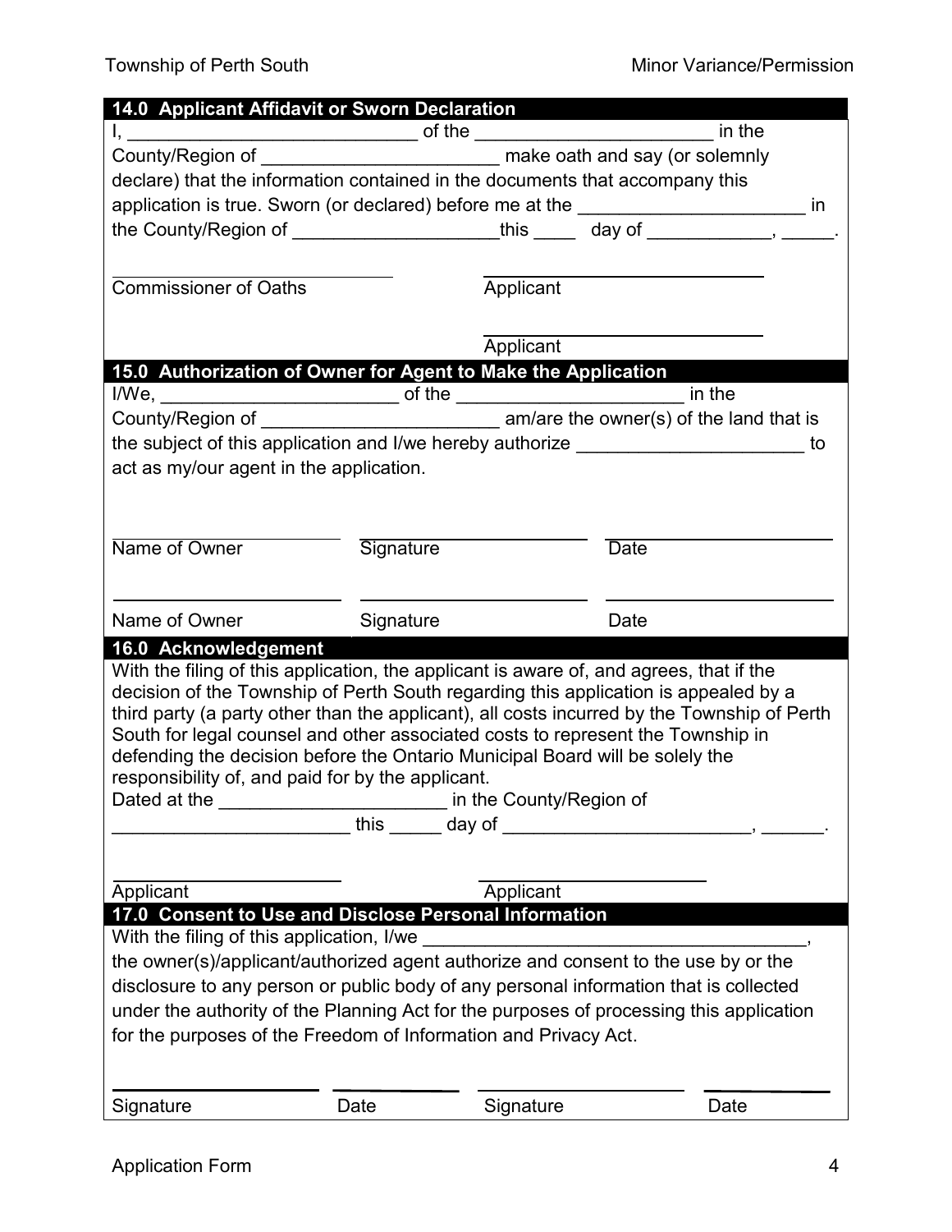## 14.0 Applicant Affidavit or Sworn Declaration

I, _____________________________ of the _______________________ in the County/Region of _______________________ make oath and say (or solemnly declare) that the information contained in the documents that accompany this application is true. Sworn (or declared) before me at the ______________________ in the County/Region of ____________________this ____ day of ____________, _____.

| | |
|---|---|
| Commissioner of Oaths | Applicant |
| | Applicant |

## 15.0 Authorization of Owner for Agent to Make the Application

I/We, _______________________ of the ______________________ in the County/Region of _______________________ am/are the owner(s) of the land that is the subject of this application and I/we hereby authorize ______________________ to act as my/our agent in the application.

| | | |
|---|---|---|
| Name of Owner | Signature | Date |
| Name of Owner | Signature | Date |

## 16.0 Acknowledgement

With the filing of this application, the applicant is aware of, and agrees, that if the decision of the Township of Perth South regarding this application is appealed by a third party (a party other than the applicant), all costs incurred by the Township of Perth South for legal counsel and other associated costs to represent the Township in defending the decision before the Ontario Municipal Board will be solely the responsibility of, and paid for by the applicant.

Dated at the _____________________ in the County/Region of _______________________ this _____ day of ________________________, ______.

| | |
|---|---|
| Applicant | Applicant |

## 17.0 Consent to Use and Disclose Personal Information

With the filing of this application, I/we _____________________________________, the owner(s)/applicant/authorized agent authorize and consent to the use by or the disclosure to any person or public body of any personal information that is collected under the authority of the Planning Act for the purposes of processing this application for the purposes of the Freedom of Information and Privacy Act.

| | | | |
|---|---|---|---|
| Signature | Date | Signature | Date |